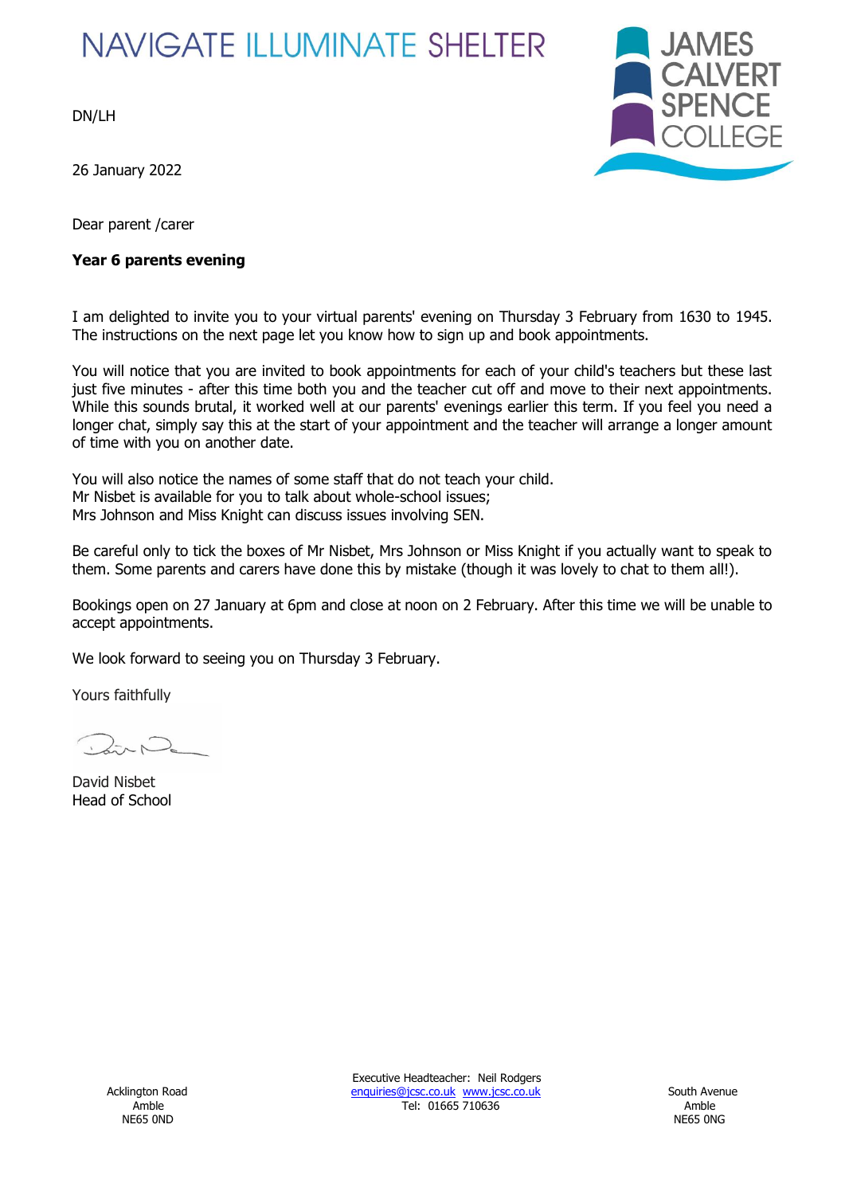NAVIGATE ILLUMINATE SHELTER

JAMES CALVERT SPENCE COLLEGE

DN/LH

26 January 2022

Dear parent /carer

**Year 6 parents evening**

I am delighted to invite you to your virtual parents' evening on Thursday 3 February from 1630 to 1945. The instructions on the next page let you know how to sign up and book appointments.

You will notice that you are invited to book appointments for each of your child's teachers but these last just five minutes - after this time both you and the teacher cut off and move to their next appointments. While this sounds brutal, it worked well at our parents' evenings earlier this term. If you feel you need a longer chat, simply say this at the start of your appointment and the teacher will arrange a longer amount of time with you on another date.

You will also notice the names of some staff that do not teach your child.
Mr Nisbet is available for you to talk about whole-school issues;
Mrs Johnson and Miss Knight can discuss issues involving SEN.

Be careful only to tick the boxes of Mr Nisbet, Mrs Johnson or Miss Knight if you actually want to speak to them. Some parents and carers have done this by mistake (though it was lovely to chat to them all!).

Bookings open on 27 January at 6pm and close at noon on 2 February. After this time we will be unable to accept appointments.

We look forward to seeing you on Thursday 3 February.

Yours faithfully

David Nisbet
Head of School

Acklington Road
Amble
NE65 0ND

Executive Headteacher: Neil Rodgers
enquiries@jcsc.co.uk www.jcsc.co.uk
Tel: 01665 710636

South Avenue
Amble
NE65 0NG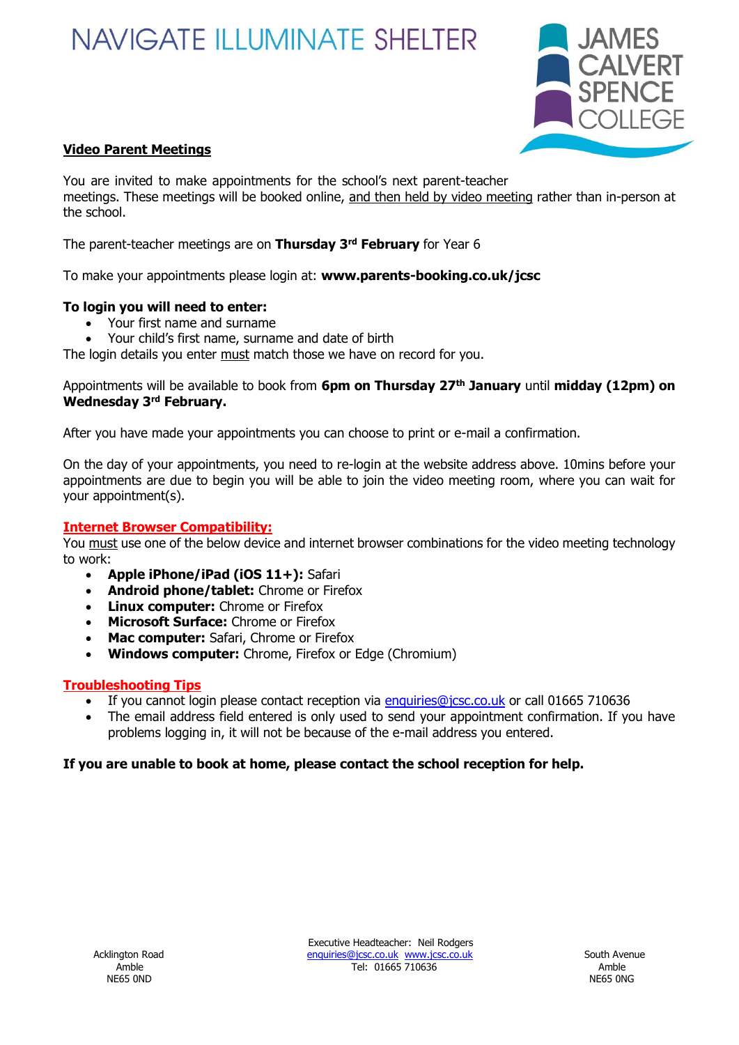NAVIGATE ILLUMINATE SHELTER

JAMES CALVERT SPENCE COLLEGE

## Video Parent Meetings

You are invited to make appointments for the school's next parent-teacher meetings. These meetings will be booked online, and then held by video meeting rather than in-person at the school.

The parent-teacher meetings are on **Thursday 3rd February** for Year 6

To make your appointments please login at: **www.parents-booking.co.uk/jcsc**

**To login you will need to enter:**

- Your first name and surname
- Your child's first name, surname and date of birth

The login details you enter must match those we have on record for you.

Appointments will be available to book from **6pm on Thursday 27th January** until **midday (12pm) on Wednesday 3rd February.**

After you have made your appointments you can choose to print or e-mail a confirmation.

On the day of your appointments, you need to re-login at the website address above. 10mins before your appointments are due to begin you will be able to join the video meeting room, where you can wait for your appointment(s).

**Internet Browser Compatibility:**

You must use one of the below device and internet browser combinations for the video meeting technology to work:

- **Apple iPhone/iPad (iOS 11+):** Safari
- **Android phone/tablet:** Chrome or Firefox
- **Linux computer:** Chrome or Firefox
- **Microsoft Surface:** Chrome or Firefox
- **Mac computer:** Safari, Chrome or Firefox
- **Windows computer:** Chrome, Firefox or Edge (Chromium)

**Troubleshooting Tips**

- If you cannot login please contact reception via enquiries@jcsc.co.uk or call 01665 710636
- The email address field entered is only used to send your appointment confirmation. If you have problems logging in, it will not be because of the e-mail address you entered.

**If you are unable to book at home, please contact the school reception for help.**

Acklington Road
Amble
NE65 0ND

Executive Headteacher: Neil Rodgers
enquiries@jcsc.co.uk www.jcsc.co.uk
Tel: 01665 710636

South Avenue
Amble
NE65 0NG